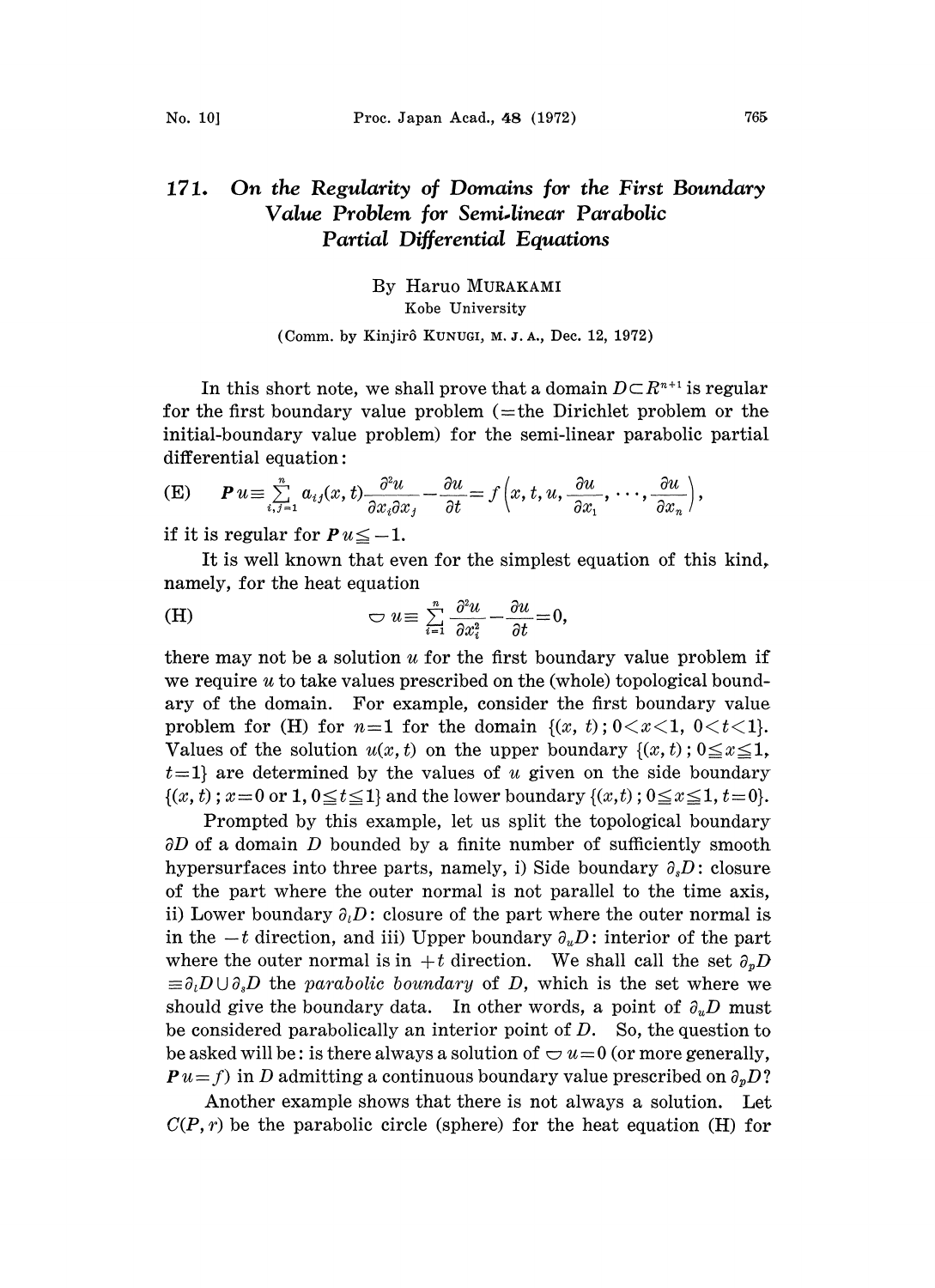# 171. On the Regularity of Domains for the First Boundary Value Problem for Semi-linear Parabolic Partial Differential Equations

By Haruo MURAKAMI

Kobe University

(Comm. by Kinjirô KUNUGI, M. J. A., Dec. 12, 1972)

In this short note, we shall prove that a domain $D \subset R^{n+1}$ is regular for the first boundary value problem (=the Dirichlet problem or the initial-boundary value problem) for the semi-linear parabolic partial differential equation:

$$\text{(E)} \qquad \boldsymbol{P}u \equiv \sum_{i,j=1}^{n} a_{ij}(x,t)\frac{\partial^2 u}{\partial x_i \partial x_j} - \frac{\partial u}{\partial t} = f\left(x, t, u, \frac{\partial u}{\partial x_1}, \cdots, \frac{\partial u}{\partial x_n}\right),$$

if it is regular for $\boldsymbol{P}u \leqq -1$.

It is well known that even for the simplest equation of this kind, namely, for the heat equation

$$\text{(H)} \qquad \triangledown u \equiv \sum_{i=1}^{n} \frac{\partial^2 u}{\partial x_i^2} - \frac{\partial u}{\partial t} = 0,$$

there may not be a solution $u$ for the first boundary value problem if we require $u$ to take values prescribed on the (whole) topological boundary of the domain. For example, consider the first boundary value problem for (H) for $n=1$ for the domain $\{(x, t); 0<x<1, 0<t<1\}$. Values of the solution $u(x, t)$ on the upper boundary $\{(x, t); 0 \leqq x \leqq 1, t=1\}$ are determined by the values of $u$ given on the side boundary $\{(x, t); x=0 \text{ or } 1, 0 \leqq t \leqq 1\}$ and the lower boundary $\{(x,t); 0 \leqq x \leqq 1, t=0\}$.

Prompted by this example, let us split the topological boundary $\partial D$ of a domain $D$ bounded by a finite number of sufficiently smooth hypersurfaces into three parts, namely, i) Side boundary $\partial_s D$: closure of the part where the outer normal is not parallel to the time axis, ii) Lower boundary $\partial_l D$: closure of the part where the outer normal is in the $-t$ direction, and iii) Upper boundary $\partial_u D$: interior of the part where the outer normal is in $+t$ direction. We shall call the set $\partial_p D \equiv \partial_l D \cup \partial_s D$ the *parabolic boundary* of $D$, which is the set where we should give the boundary data. In other words, a point of $\partial_u D$ must be considered parabolically an interior point of $D$. So, the question to be asked will be: is there always a solution of $\triangledown u=0$ (or more generally, $\boldsymbol{P}u=f$) in $D$ admitting a continuous boundary value prescribed on $\partial_p D$?

Another example shows that there is not always a solution. Let $C(P, r)$ be the parabolic circle (sphere) for the heat equation (H) for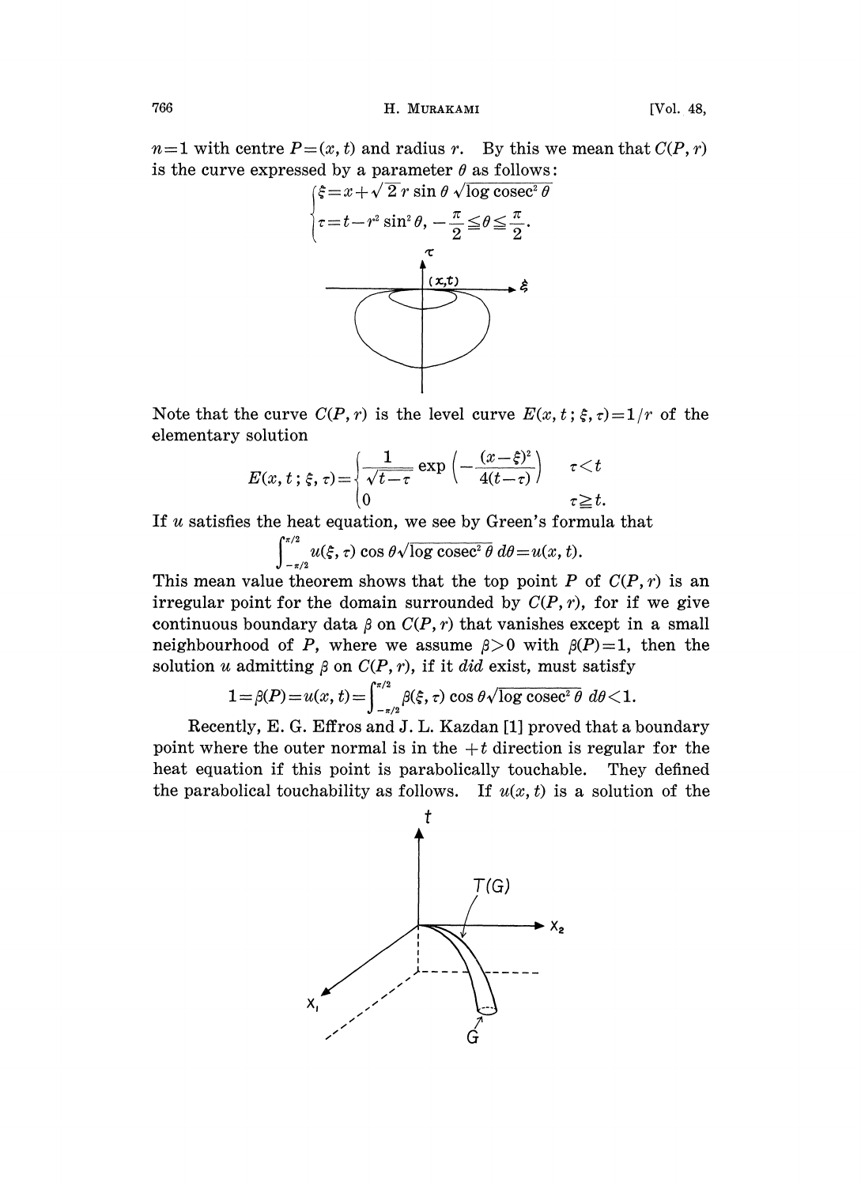$n=1$ with centre $P=(x, t)$ and radius $r$. By this we mean that $C(P, r)$ is the curve expressed by a parameter $\theta$ as follows:

$$\begin{cases} \xi = x + \sqrt{2}\, r \sin\theta \sqrt{\log \operatorname{cosec}^2 \theta} \\ \tau = t - r^2 \sin^2 \theta, \ -\dfrac{\pi}{2} \leqq \theta \leqq \dfrac{\pi}{2}. \end{cases}$$

Note that the curve $C(P, r)$ is the level curve $E(x, t\,;\xi, \tau) = 1/r$ of the elementary solution

$$E(x, t\,; \xi, \tau) = \begin{cases} \dfrac{1}{\sqrt{t-\tau}} \exp\left(-\dfrac{(x-\xi)^2}{4(t-\tau)}\right) & \tau < t \\ 0 & \tau \geqq t. \end{cases}$$

If $u$ satisfies the heat equation, we see by Green's formula that

$$\int_{-\pi/2}^{\pi/2} u(\xi, \tau) \cos\theta \sqrt{\log \operatorname{cosec}^2 \theta}\, d\theta = u(x, t).$$

This mean value theorem shows that the top point $P$ of $C(P, r)$ is an irregular point for the domain surrounded by $C(P, r)$, for if we give continuous boundary data $\beta$ on $C(P, r)$ that vanishes except in a small neighbourhood of $P$, where we assume $\beta > 0$ with $\beta(P)=1$, then the solution $u$ admitting $\beta$ on $C(P, r)$, if it *did* exist, must satisfy

$$1 = \beta(P) = u(x, t) = \int_{-\pi/2}^{\pi/2} \beta(\xi, \tau) \cos\theta \sqrt{\log \operatorname{cosec}^2 \theta}\, d\theta < 1.$$

Recently, E. G. Effros and J. L. Kazdan [1] proved that a boundary point where the outer normal is in the $+t$ direction is regular for the heat equation if this point is parabolically touchable. They defined the parabolical touchability as follows. If $u(x, t)$ is a solution of the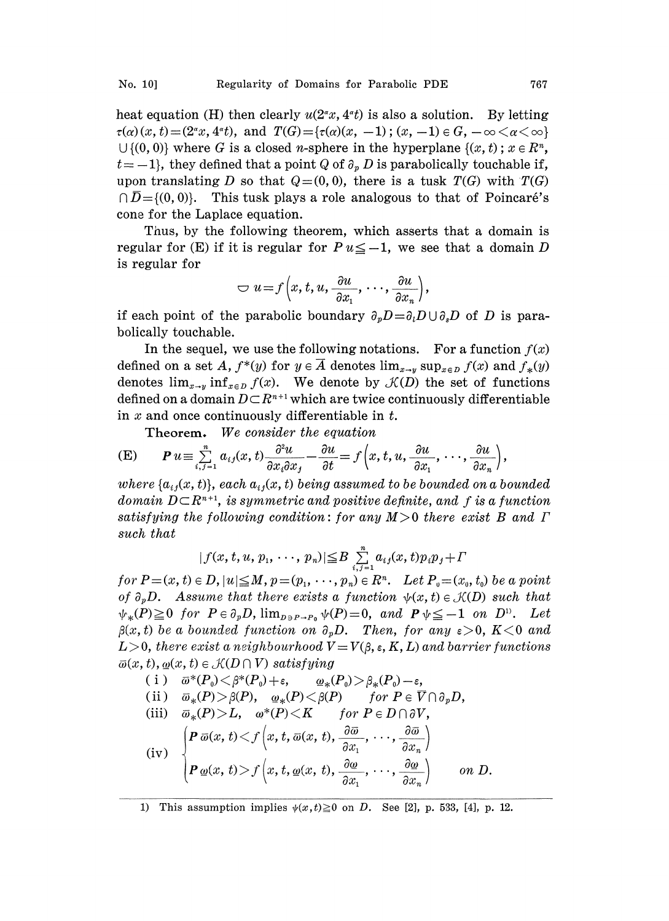heat equation (H) then clearly $u(2^\alpha x, 4^\alpha t)$ is also a solution. By letting $\tau(\alpha)(x, t)=(2^\alpha x, 4^\alpha t)$, and $T(G)=\{\tau(\alpha)(x, -1); (x, -1) \in G, -\infty<\alpha<\infty\} \cup \{(0, 0)\}$ where $G$ is a closed $n$-sphere in the hyperplane $\{(x, t); x \in R^n, t=-1\}$, they defined that a point $Q$ of $\partial_p D$ is parabolically touchable if, upon translating $D$ so that $Q=(0, 0)$, there is a tusk $T(G)$ with $T(G) \cap \overline{D}=\{(0, 0)\}$. This tusk plays a role analogous to that of Poincaré's cone for the Laplace equation.

Thus, by the following theorem, which asserts that a domain is regular for (E) if it is regular for $Pu \leqq -1$, we see that a domain $D$ is regular for

$$\bigtriangledown u=f\left(x, t, u, \frac{\partial u}{\partial x_1}, \cdots, \frac{\partial u}{\partial x_n}\right),$$

if each point of the parabolic boundary $\partial_p D=\partial_l D \cup \partial_s D$ of $D$ is parabolically touchable.

In the sequel, we use the following notations. For a function $f(x)$ defined on a set $A$, $f^*(y)$ for $y \in \overline{A}$ denotes $\lim_{x\to y} \sup_{x \in D} f(x)$ and $f_*(y)$ denotes $\lim_{x \to y} \inf_{x \in D} f(x)$. We denote by $\mathcal{K}(D)$ the set of functions defined on a domain $D \subset R^{n+1}$ which are twice continuously differentiable in $x$ and once continuously differentiable in $t$.

**Theorem.** *We consider the equation*

$$\text{(E)} \qquad \boldsymbol{P}u \equiv \sum_{i,j=1}^{n} a_{ij}(x, t)\frac{\partial^2 u}{\partial x_i \partial x_j}-\frac{\partial u}{\partial t}=f\left(x, t, u, \frac{\partial u}{\partial x_1}, \cdots, \frac{\partial u}{\partial x_n}\right),$$

*where $\{a_{ij}(x, t)\}$, each $a_{ij}(x, t)$ being assumed to be bounded on a bounded domain $D \subset R^{n+1}$, is symmetric and positive definite, and $f$ is a function satisfying the following condition: for any $M>0$ there exist $B$ and $\Gamma$ such that*

$$|f(x, t, u, p_1, \cdots, p_n)| \leqq B \sum_{i,j=1}^{n} a_{ij}(x, t)p_i p_j+\Gamma$$

*for $P=(x, t) \in D$, $|u| \leqq M$, $p=(p_1, \cdots, p_n) \in R^n$. Let $P_0=(x_0, t_0)$ be a point of $\partial_p D$. Assume that there exists a function $\psi(x, t) \in \mathcal{K}(D)$ such that $\psi_*(P) \geqq 0$ for $P \in \partial_p D$, $\lim_{D \ni P \to P_0} \psi(P)=0$, and $\boldsymbol{P}\psi \leqq -1$ on $D$*[1]*. Let $\beta(x, t)$ be a bounded function on $\partial_p D$. Then, for any $\varepsilon>0$, $K<0$ and $L>0$, there exist a neighbourhood $V=V(\beta, \varepsilon, K, L)$ and barrier functions $\overline{\omega}(x, t), \underline{\omega}(x, t) \in \mathcal{K}(D \cap V)$ satisfying*

(i) $\overline{\omega}^*(P_0)<\beta^*(P_0)+\varepsilon, \qquad \underline{\omega}_*(P_0)>\beta_*(P_0)-\varepsilon,$

(ii) $\overline{\omega}_*(P)>\beta(P), \quad \underline{\omega}_*(P)<\beta(P) \qquad$ *for* $P \in \overline{V} \cap \partial_p D,$

(iii) $\overline{\omega}_*(P)>L, \quad \omega^*(P)<K \qquad$ *for* $P \in D \cap \partial V,$

$$\text{(iv)} \quad \begin{cases} \boldsymbol{P}\,\overline{\omega}(x, t)<f\left(x, t, \overline{\omega}(x, t), \dfrac{\partial \overline{\omega}}{\partial x_1}, \cdots, \dfrac{\partial \overline{\omega}}{\partial x_n}\right) \\ \boldsymbol{P}\,\underline{\omega}(x, t)>f\left(x, t, \underline{\omega}(x, t), \dfrac{\partial \underline{\omega}}{\partial x_1}, \cdots, \dfrac{\partial \underline{\omega}}{\partial x_n}\right) \qquad \text{on } D. \end{cases}$$

1) This assumption implies $\psi(x, t) \geqq 0$ on $D$. See [2], p. 533, [4], p. 12.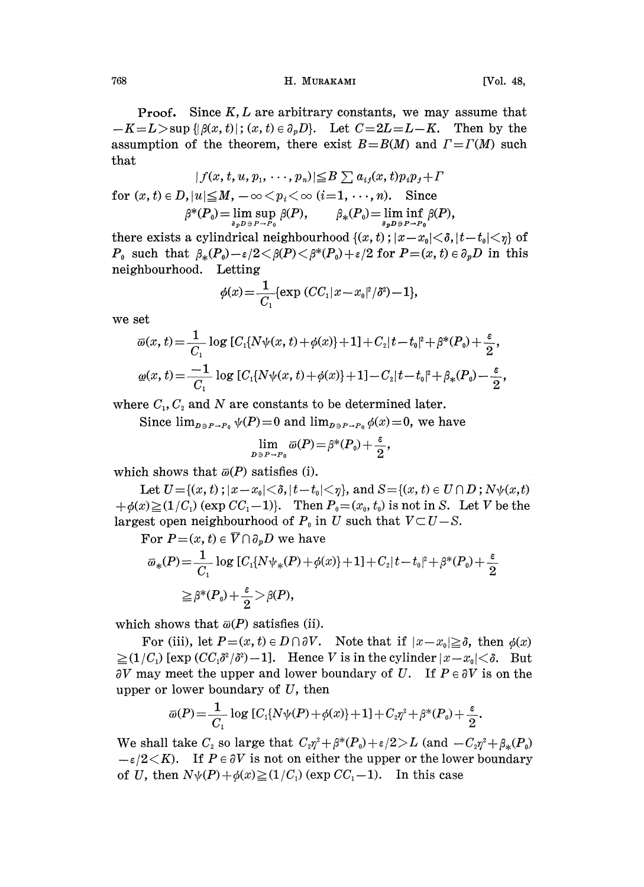**Proof.** Since $K, L$ are arbitrary constants, we may assume that $-K = L > \sup\{|\beta(x,t)|;(x,t)\in\partial_p D\}$. Let $C = 2L = L - K$. Then by the assumption of the theorem, there exist $B = B(M)$ and $\Gamma = \Gamma(M)$ such that

$$|f(x,t,u,p_1,\cdots,p_n)| \leqq B\sum a_{ij}(x,t)p_ip_j + \Gamma$$

for $(x,t)\in D, |u|\leqq M, -\infty < p_i < \infty$ $(i=1,\cdots,n)$. Since

$$\beta^*(P_0) = \limsup_{\partial_p D \ni P \to P_0} \beta(P), \qquad \beta_*(P_0) = \liminf_{\partial_p D \ni P \to P_0} \beta(P),$$

there exists a cylindrical neighbourhood $\{(x,t);|x-x_0|<\delta, |t-t_0|<\eta\}$ of $P_0$ such that $\beta_*(P_0)-\varepsilon/2 < \beta(P) < \beta^*(P_0)+\varepsilon/2$ for $P=(x,t)\in\partial_p D$ in this neighbourhood. Letting

$$\phi(x) = \frac{1}{C_1}\{\exp(CC_1|x-x_0|^2/\delta^2)-1\},$$

we set

$$\bar{\omega}(x,t) = \frac{1}{C_1}\log[C_1\{N\psi(x,t)+\phi(x)\}+1] + C_2|t-t_0|^2 + \beta^*(P_0) + \frac{\varepsilon}{2},$$

$$\underline{\omega}(x,t) = \frac{-1}{C_1}\log[C_1\{N\psi(x,t)+\phi(x)\}+1] - C_2|t-t_0|^2 + \beta_*(P_0) - \frac{\varepsilon}{2},$$

where $C_1, C_2$ and $N$ are constants to be determined later.

Since $\lim_{D\ni P\to P_0}\psi(P)=0$ and $\lim_{D\ni P\to P_0}\phi(x)=0$, we have

$$\lim_{D\ni P\to P_0}\bar{\omega}(P) = \beta^*(P_0)+\frac{\varepsilon}{2},$$

which shows that $\bar{\omega}(P)$ satisfies (i).

Let $U=\{(x,t);|x-x_0|<\delta, |t-t_0|<\eta\}$, and $S=\{(x,t)\in U\cap D; N\psi(x,t)+\phi(x)\geqq(1/C_1)(\exp CC_1-1)\}$. Then $P_0=(x_0,t_0)$ is not in $S$. Let $V$ be the largest open neighbourhood of $P_0$ in $U$ such that $V\subset U-S$.

For $P=(x,t)\in\bar{V}\cap\partial_p D$ we have

$$\bar{\omega}_*(P) = \frac{1}{C_1}\log[C_1\{N\psi_*(P)+\phi(x)\}+1] + C_2|t-t_0|^2 + \beta^*(P_0) + \frac{\varepsilon}{2}$$

$$\geqq \beta^*(P_0)+\frac{\varepsilon}{2} > \beta(P),$$

which shows that $\bar{\omega}(P)$ satisfies (ii).

For (iii), let $P=(x,t)\in D\cap\partial V$. Note that if $|x-x_0|\geqq\delta$, then $\phi(x)\geqq(1/C_1)[\exp(CC_1\delta^2/\delta^2)-1]$. Hence $V$ is in the cylinder $|x-x_0|<\delta$. But $\partial V$ may meet the upper and lower boundary of $U$. If $P\in\partial V$ is on the upper or lower boundary of $U$, then

$$\bar{\omega}(P) = \frac{1}{C_1}\log[C_1\{N\psi(P)+\phi(x)\}+1] + C_2\eta^2 + \beta^*(P_0) + \frac{\varepsilon}{2}.$$

We shall take $C_2$ so large that $C_2\eta^2+\beta^*(P_0)+\varepsilon/2 > L$ (and $-C_2\eta^2+\beta_*(P_0)-\varepsilon/2 < K$). If $P\in\partial V$ is not on either the upper or the lower boundary of $U$, then $N\psi(P)+\phi(x)\geqq(1/C_1)(\exp CC_1-1)$. In this case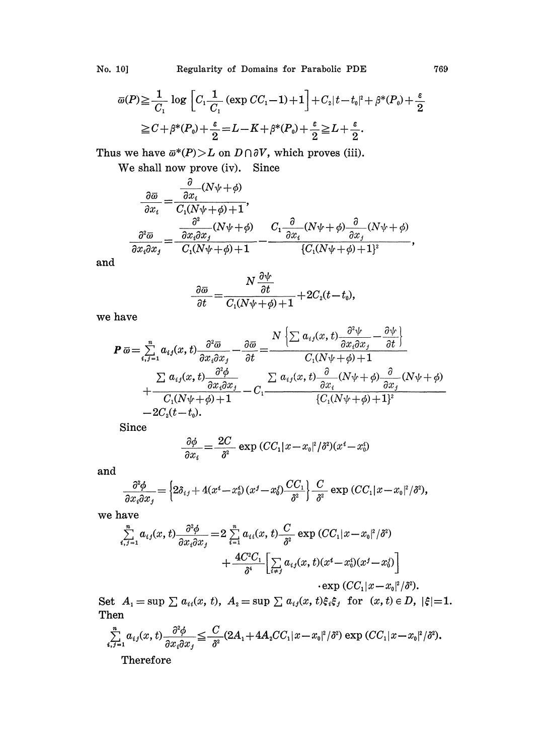$$\varpi(P) \geqq \frac{1}{C_1} \log \left[ C_1 \frac{1}{C_1} (\exp CC_1 - 1) + 1 \right] + C_2 |t - t_0|^2 + \beta^*(P_0) + \frac{\varepsilon}{2}$$

$$\geqq C + \beta^*(P_0) + \frac{\varepsilon}{2} = L - K + \beta^*(P_0) + \frac{\varepsilon}{2} \geqq L + \frac{\varepsilon}{2}.$$

Thus we have $\varpi^*(P) > L$ on $D \cap \partial V$, which proves (iii).

We shall now prove (iv). Since

$$\frac{\partial \varpi}{\partial x_i} = \frac{\dfrac{\partial}{\partial x_i}(N\psi + \phi)}{C_1(N\psi + \phi) + 1},$$

$$\frac{\partial^2 \varpi}{\partial x_i \partial x_j} = \frac{\dfrac{\partial^2}{\partial x_i \partial x_j}(N\psi + \phi)}{C_1(N\psi + \phi) + 1} - \frac{C_1 \dfrac{\partial}{\partial x_i}(N\psi + \phi) \dfrac{\partial}{\partial x_j}(N\psi + \phi)}{\{C_1(N\psi + \phi) + 1\}^2},$$

and

$$\frac{\partial \varpi}{\partial t} = \frac{N \dfrac{\partial \psi}{\partial t}}{C_1(N\psi + \phi) + 1} + 2C_2(t - t_0),$$

we have

$$\boldsymbol{P}\,\varpi = \sum_{i,j=1}^{n} a_{ij}(x, t) \frac{\partial^2 \varpi}{\partial x_i \partial x_j} - \frac{\partial \varpi}{\partial t} = \frac{N \left\{ \sum a_{ij}(x, t) \dfrac{\partial^2 \psi}{\partial x_i \partial x_j} - \dfrac{\partial \psi}{\partial t} \right\}}{C_1(N\psi + \phi) + 1}$$

$$+ \frac{\sum a_{ij}(x, t) \dfrac{\partial^2 \phi}{\partial x_i \partial x_j}}{C_1(N\psi + \phi) + 1} - C_1 \frac{\sum a_{ij}(x, t) \dfrac{\partial}{\partial x_i}(N\psi + \phi) \dfrac{\partial}{\partial x_j}(N\psi + \phi)}{\{C_1(N\psi + \phi) + 1\}^2}$$

$$- 2C_2(t - t_0).$$

Since

$$\frac{\partial \phi}{\partial x_i} = \frac{2C}{\delta^2} \exp(CC_1 |x - x_0|^2 / \delta^2)(x^i - x_0^i)$$

and

$$\frac{\partial^2 \phi}{\partial x_i \partial x_j} = \left\{ 2\delta_{ij} + 4(x^i - x_0^i)(x^j - x_0^j) \frac{CC_1}{\delta^2} \right\} \frac{C}{\delta^2} \exp(CC_1 |x - x_0|^2 / \delta^2),$$

we have

$$\sum_{i,j=1}^{n} a_{ij}(x, t) \frac{\partial^2 \phi}{\partial x_i \partial x_j} = 2 \sum_{i=1}^{n} a_{ii}(x, t) \frac{C}{\delta^2} \exp(CC_1 |x - x_0|^2 / \delta^2)$$

$$+ \frac{4C^2 C_1}{\delta^4} \left[ \sum_{i \neq j} a_{ij}(x, t)(x^i - x_0^i)(x^j - x_0^j) \right]$$

$$\cdot \exp(CC_1 |x - x_0|^2 / \delta^2).$$

Set $A_1 = \sup \sum a_{ii}(x, t)$, $A_2 = \sup \sum a_{ij}(x, t) \xi_i \xi_j$ for $(x, t) \in D$, $|\xi| = 1$. Then

$$\sum_{i,j=1}^{n} a_{ij}(x, t) \frac{\partial^2 \phi}{\partial x_i \partial x_j} \leqq \frac{C}{\delta^2} (2A_1 + 4A_2 CC_1 |x - x_0|^2 / \delta^2) \exp(CC_1 |x - x_0|^2 / \delta^2).$$

Therefore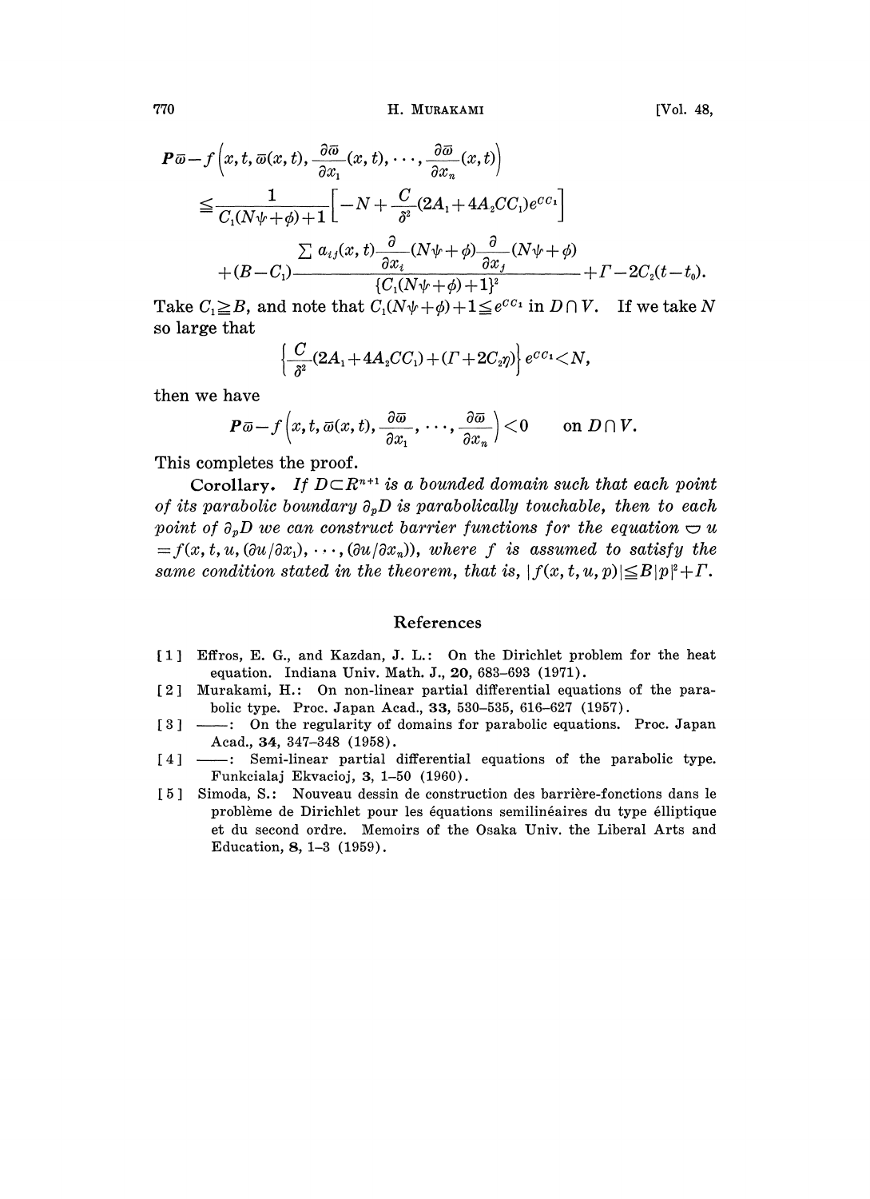$$
\begin{aligned}
&\boldsymbol{P}\bar{\omega}-f\left(x, t, \bar{\omega}(x, t), \frac{\partial \bar{\omega}}{\partial x_1}(x, t), \cdots, \frac{\partial \bar{\omega}}{\partial x_n}(x, t)\right) \\
&\leqq \frac{1}{C_1(N\psi+\phi)+1}\left[-N+\frac{C}{\delta^2}(2A_1+4A_2CC_1)e^{CC_1}\right] \\
&\quad +(B-C_1)\frac{\sum a_{ij}(x, t)\dfrac{\partial}{\partial x_i}(N\psi+\phi)\dfrac{\partial}{\partial x_j}(N\psi+\phi)}{\{C_1(N\psi+\phi)+1\}^2}+\Gamma-2C_2(t-t_0).
\end{aligned}
$$

Take $C_1 \geqq B$, and note that $C_1(N\psi+\phi)+1 \leqq e^{CC_1}$ in $D \cap V$. If we take $N$ so large that

$$
\left\{\frac{C}{\delta^2}(2A_1+4A_2CC_1)+(\Gamma+2C_2\eta)\right\}e^{CC_1}<N,
$$

then we have

$$
\boldsymbol{P}\bar{\omega}-f\left(x, t, \bar{\omega}(x, t), \frac{\partial \bar{\omega}}{\partial x_1}, \cdots, \frac{\partial \bar{\omega}}{\partial x_n}\right)<0 \qquad \text{on } D \cap V.
$$

This completes the proof.

**Corollary.** *If $D \subset R^{n+1}$ is a bounded domain such that each point of its parabolic boundary $\partial_p D$ is parabolically touchable, then to each point of $\partial_p D$ we can construct barrier functions for the equation $\triangledown u = f(x, t, u, (\partial u/\partial x_1), \cdots, (\partial u/\partial x_n))$, where $f$ is assumed to satisfy the same condition stated in the theorem, that is, $|f(x, t, u, p)| \leqq B|p|^2+\Gamma$.*

## References

[1] Effros, E. G., and Kazdan, J. L.: On the Dirichlet problem for the heat equation. Indiana Univ. Math. J., **20**, 683–693 (1971).

[2] Murakami, H.: On non-linear partial differential equations of the parabolic type. Proc. Japan Acad., **33**, 530–535, 616–627 (1957).

[3] ——: On the regularity of domains for parabolic equations. Proc. Japan Acad., **34**, 347–348 (1958).

[4] ——: Semi-linear partial differential equations of the parabolic type. Funkcialaj Ekvacioj, **3**, 1–50 (1960).

[5] Simoda, S.: Nouveau dessin de construction des barrière-fonctions dans le problème de Dirichlet pour les équations semilinéaires du type élliptique et du second ordre. Memoirs of the Osaka Univ. the Liberal Arts and Education, **8**, 1–3 (1959).